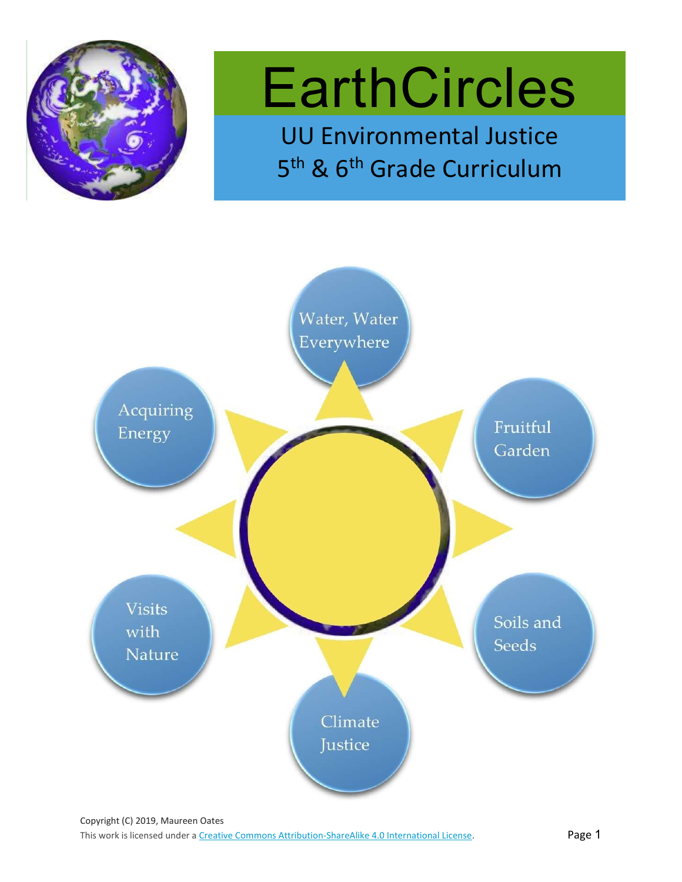# EarthCircles

## UU Environmental Justice
## 5th & 6th Grade Curriculum

- Water, Water Everywhere
- Fruitful Garden
- Soils and Seeds
- Climate Justice
- Visits with Nature
- Acquiring Energy

Copyright (C) 2019, Maureen Oates
This work is licensed under a Creative Commons Attribution-ShareAlike 4.0 International License.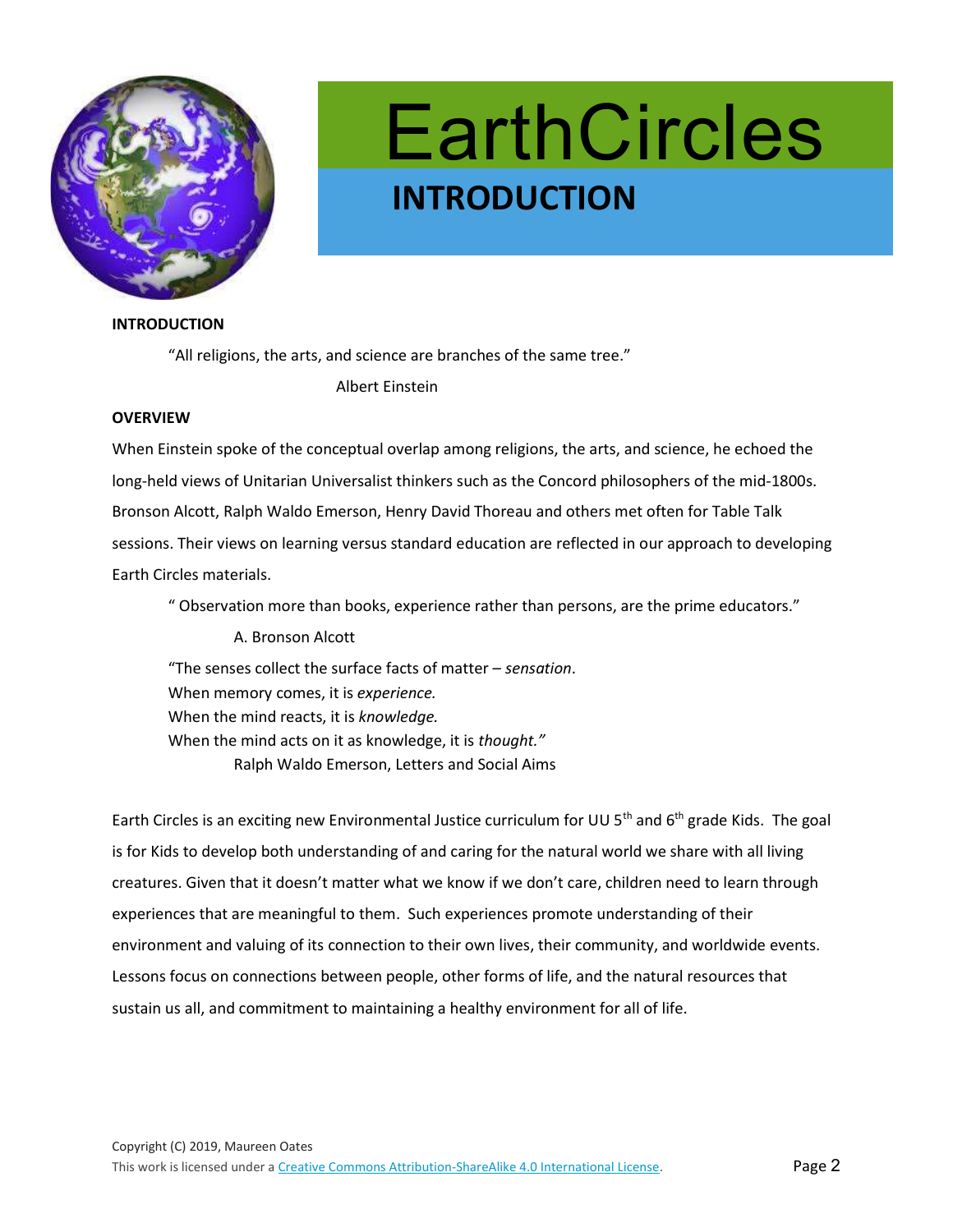# EarthCircles

## INTRODUCTION

**INTRODUCTION**

> "All religions, the arts, and science are branches of the same tree."
>
> Albert Einstein

**OVERVIEW**

When Einstein spoke of the conceptual overlap among religions, the arts, and science, he echoed the long-held views of Unitarian Universalist thinkers such as the Concord philosophers of the mid-1800s. Bronson Alcott, Ralph Waldo Emerson, Henry David Thoreau and others met often for Table Talk sessions. Their views on learning versus standard education are reflected in our approach to developing Earth Circles materials.

> " Observation more than books, experience rather than persons, are the prime educators."
>
> A. Bronson Alcott

> "The senses collect the surface facts of matter – *sensation*.
> When memory comes, it is *experience.*
> When the mind reacts, it is *knowledge.*
> When the mind acts on it as knowledge, it is *thought."*
>
> Ralph Waldo Emerson, Letters and Social Aims

Earth Circles is an exciting new Environmental Justice curriculum for UU 5th and 6th grade Kids. The goal is for Kids to develop both understanding of and caring for the natural world we share with all living creatures. Given that it doesn't matter what we know if we don't care, children need to learn through experiences that are meaningful to them. Such experiences promote understanding of their environment and valuing of its connection to their own lives, their community, and worldwide events. Lessons focus on connections between people, other forms of life, and the natural resources that sustain us all, and commitment to maintaining a healthy environment for all of life.

Copyright (C) 2019, Maureen Oates
This work is licensed under a Creative Commons Attribution-ShareAlike 4.0 International License.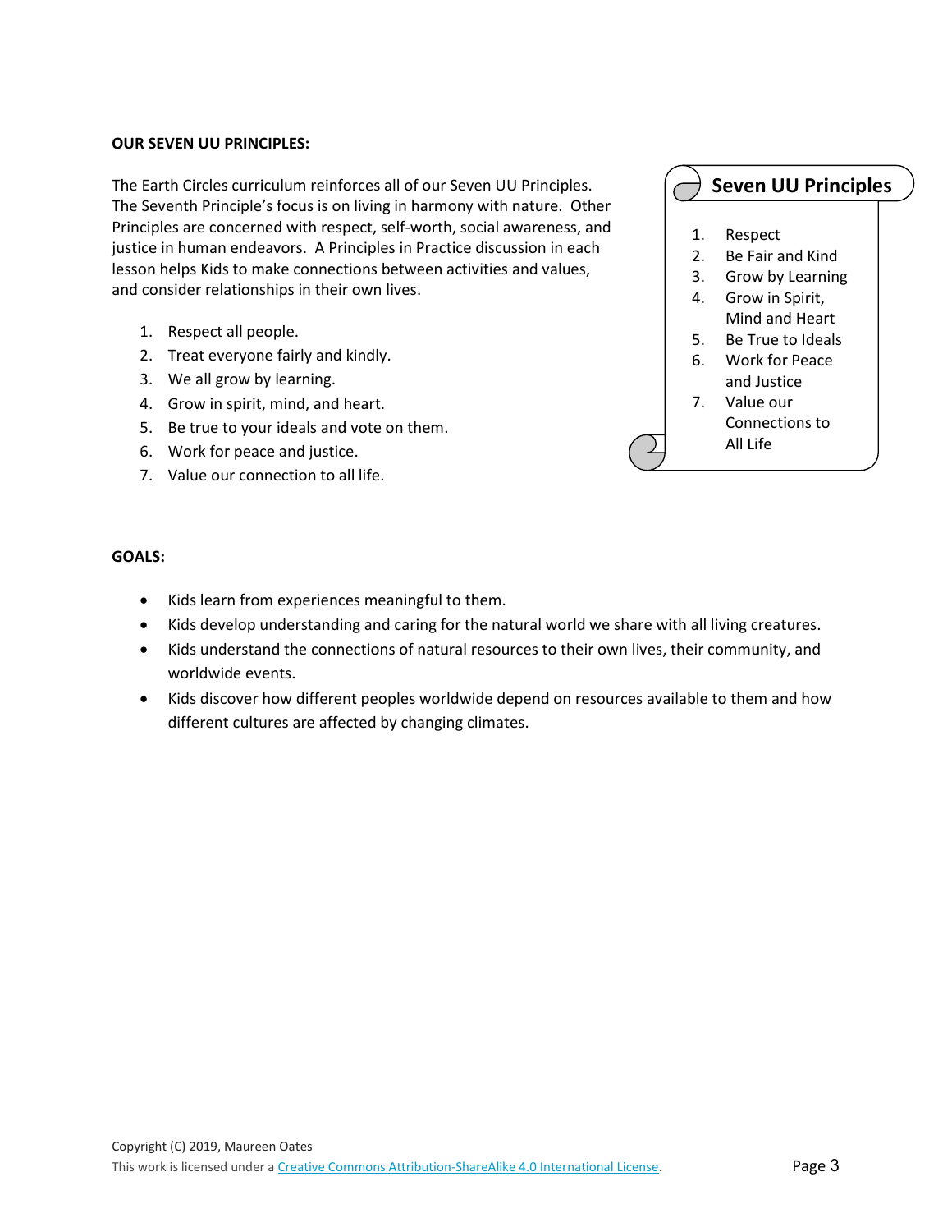**OUR SEVEN UU PRINCIPLES:**

The Earth Circles curriculum reinforces all of our Seven UU Principles. The Seventh Principle's focus is on living in harmony with nature. Other Principles are concerned with respect, self-worth, social awareness, and justice in human endeavors. A Principles in Practice discussion in each lesson helps Kids to make connections between activities and values, and consider relationships in their own lives.

1. Respect all people.
2. Treat everyone fairly and kindly.
3. We all grow by learning.
4. Grow in spirit, mind, and heart.
5. Be true to your ideals and vote on them.
6. Work for peace and justice.
7. Value our connection to all life.

**Seven UU Principles**

1. Respect
2. Be Fair and Kind
3. Grow by Learning
4. Grow in Spirit, Mind and Heart
5. Be True to Ideals
6. Work for Peace and Justice
7. Value our Connections to All Life

**GOALS:**

- Kids learn from experiences meaningful to them.
- Kids develop understanding and caring for the natural world we share with all living creatures.
- Kids understand the connections of natural resources to their own lives, their community, and worldwide events.
- Kids discover how different peoples worldwide depend on resources available to them and how different cultures are affected by changing climates.

Copyright (C) 2019, Maureen Oates
This work is licensed under a Creative Commons Attribution-ShareAlike 4.0 International License.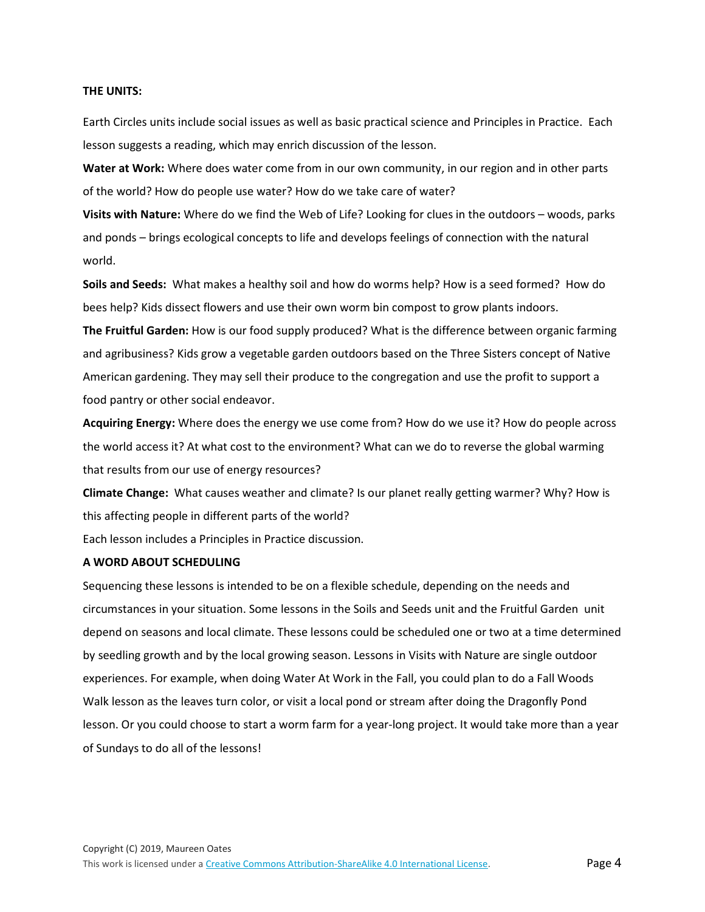**THE UNITS:**

Earth Circles units include social issues as well as basic practical science and Principles in Practice. Each lesson suggests a reading, which may enrich discussion of the lesson.

**Water at Work:** Where does water come from in our own community, in our region and in other parts of the world? How do people use water? How do we take care of water?

**Visits with Nature:** Where do we find the Web of Life? Looking for clues in the outdoors – woods, parks and ponds – brings ecological concepts to life and develops feelings of connection with the natural world.

**Soils and Seeds:** What makes a healthy soil and how do worms help? How is a seed formed? How do bees help? Kids dissect flowers and use their own worm bin compost to grow plants indoors.

**The Fruitful Garden:** How is our food supply produced? What is the difference between organic farming and agribusiness? Kids grow a vegetable garden outdoors based on the Three Sisters concept of Native American gardening. They may sell their produce to the congregation and use the profit to support a food pantry or other social endeavor.

**Acquiring Energy:** Where does the energy we use come from? How do we use it? How do people across the world access it? At what cost to the environment? What can we do to reverse the global warming that results from our use of energy resources?

**Climate Change:** What causes weather and climate? Is our planet really getting warmer? Why? How is this affecting people in different parts of the world?

Each lesson includes a Principles in Practice discussion.

**A WORD ABOUT SCHEDULING**

Sequencing these lessons is intended to be on a flexible schedule, depending on the needs and circumstances in your situation. Some lessons in the Soils and Seeds unit and the Fruitful Garden unit depend on seasons and local climate. These lessons could be scheduled one or two at a time determined by seedling growth and by the local growing season. Lessons in Visits with Nature are single outdoor experiences. For example, when doing Water At Work in the Fall, you could plan to do a Fall Woods Walk lesson as the leaves turn color, or visit a local pond or stream after doing the Dragonfly Pond lesson. Or you could choose to start a worm farm for a year-long project. It would take more than a year of Sundays to do all of the lessons!

Copyright (C) 2019, Maureen Oates
This work is licensed under a Creative Commons Attribution-ShareAlike 4.0 International License.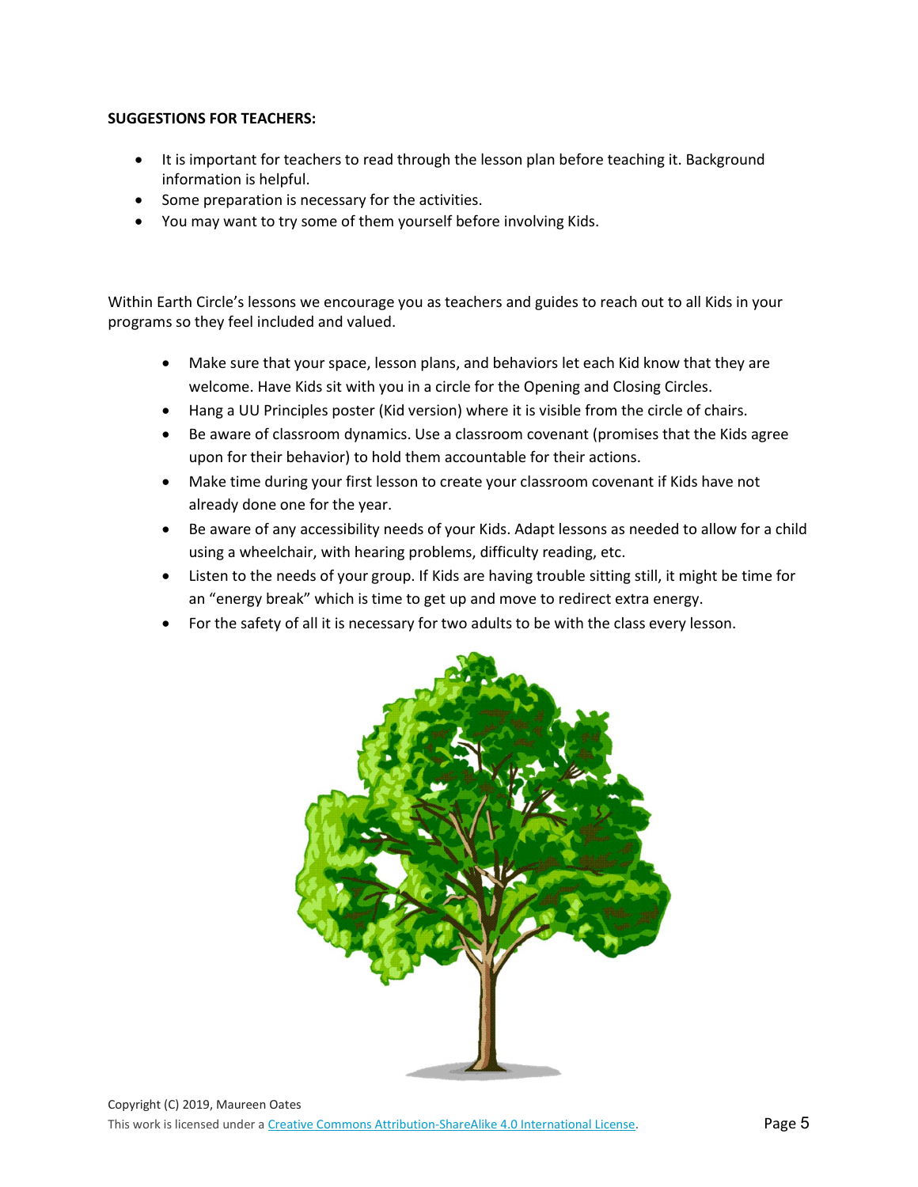**SUGGESTIONS FOR TEACHERS:**

- It is important for teachers to read through the lesson plan before teaching it. Background information is helpful.
- Some preparation is necessary for the activities.
- You may want to try some of them yourself before involving Kids.

Within Earth Circle's lessons we encourage you as teachers and guides to reach out to all Kids in your programs so they feel included and valued.

- Make sure that your space, lesson plans, and behaviors let each Kid know that they are welcome. Have Kids sit with you in a circle for the Opening and Closing Circles.
- Hang a UU Principles poster (Kid version) where it is visible from the circle of chairs.
- Be aware of classroom dynamics. Use a classroom covenant (promises that the Kids agree upon for their behavior) to hold them accountable for their actions.
- Make time during your first lesson to create your classroom covenant if Kids have not already done one for the year.
- Be aware of any accessibility needs of your Kids. Adapt lessons as needed to allow for a child using a wheelchair, with hearing problems, difficulty reading, etc.
- Listen to the needs of your group. If Kids are having trouble sitting still, it might be time for an "energy break" which is time to get up and move to redirect extra energy.
- For the safety of all it is necessary for two adults to be with the class every lesson.

Copyright (C) 2019, Maureen Oates
This work is licensed under a Creative Commons Attribution-ShareAlike 4.0 International License.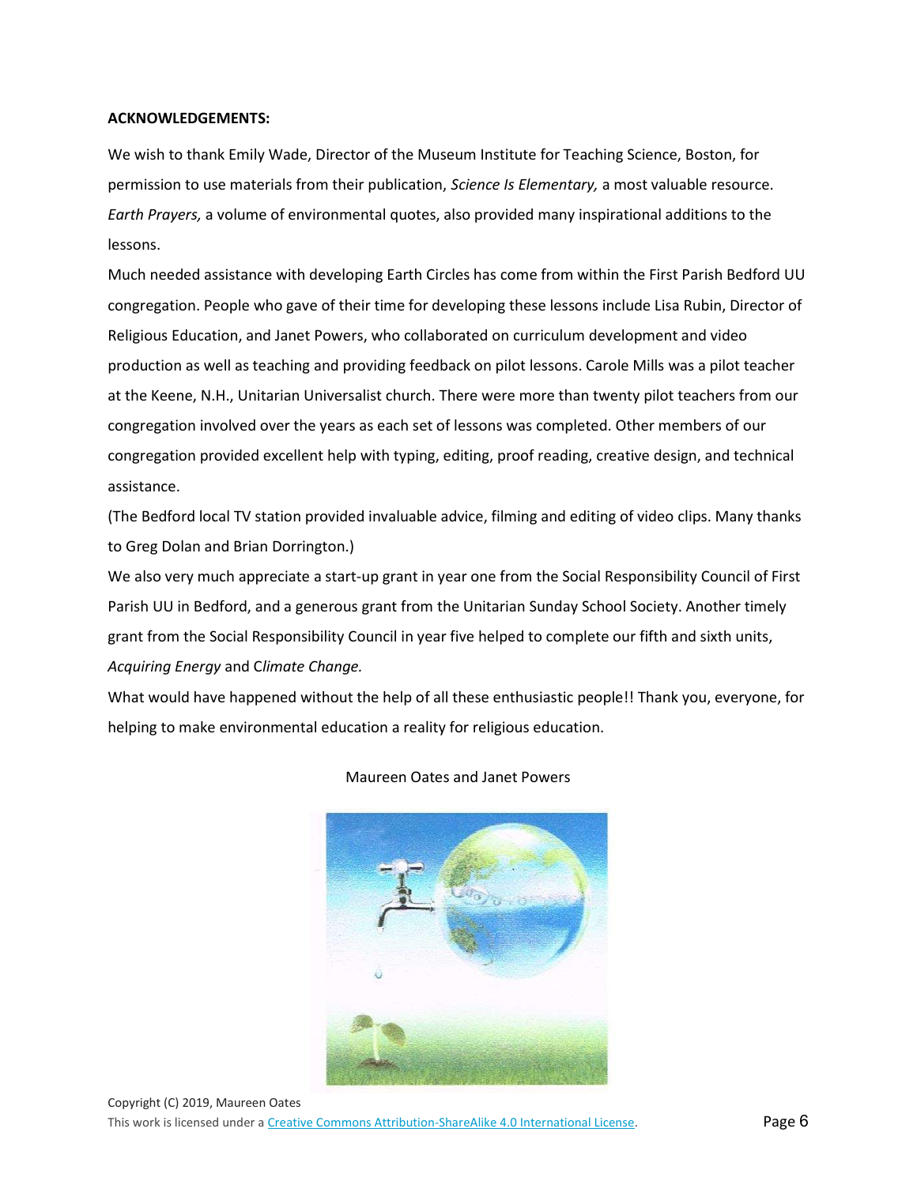**ACKNOWLEDGEMENTS:**

We wish to thank Emily Wade, Director of the Museum Institute for Teaching Science, Boston, for permission to use materials from their publication, *Science Is Elementary,* a most valuable resource. *Earth Prayers,* a volume of environmental quotes, also provided many inspirational additions to the lessons.

Much needed assistance with developing Earth Circles has come from within the First Parish Bedford UU congregation. People who gave of their time for developing these lessons include Lisa Rubin, Director of Religious Education, and Janet Powers, who collaborated on curriculum development and video production as well as teaching and providing feedback on pilot lessons. Carole Mills was a pilot teacher at the Keene, N.H., Unitarian Universalist church. There were more than twenty pilot teachers from our congregation involved over the years as each set of lessons was completed. Other members of our congregation provided excellent help with typing, editing, proof reading, creative design, and technical assistance.

(The Bedford local TV station provided invaluable advice, filming and editing of video clips. Many thanks to Greg Dolan and Brian Dorrington.)

We also very much appreciate a start-up grant in year one from the Social Responsibility Council of First Parish UU in Bedford, and a generous grant from the Unitarian Sunday School Society. Another timely grant from the Social Responsibility Council in year five helped to complete our fifth and sixth units, *Acquiring Energy* and C*limate Change.*

What would have happened without the help of all these enthusiastic people!! Thank you, everyone, for helping to make environmental education a reality for religious education.

Maureen Oates and Janet Powers

Copyright (C) 2019, Maureen Oates
This work is licensed under a Creative Commons Attribution-ShareAlike 4.0 International License.